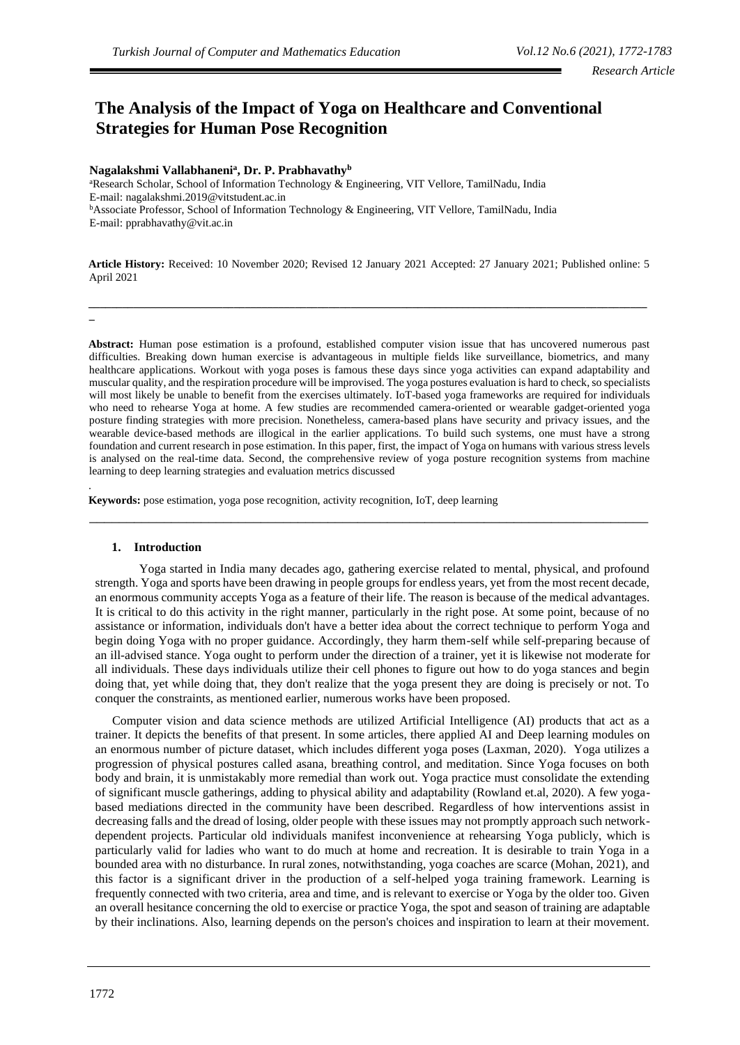Research Article

# The Analysis of the Impact of Yoga on Healthcare and Conventional Strategies for Human Pose Recognition

**Nagalakshmi Vallabhaneni[a], Dr. P. Prabhavathy[b]**

[a]Research Scholar, School of Information Technology & Engineering, VIT Vellore, TamilNadu, India
E-mail: nagalakshmi.2019@vitstudent.ac.in
[b]Associate Professor, School of Information Technology & Engineering, VIT Vellore, TamilNadu, India
E-mail: pprabhavathy@vit.ac.in

**Article History:** Received: 10 November 2020; Revised 12 January 2021 Accepted: 27 January 2021; Published online: 5 April 2021

**Abstract:** Human pose estimation is a profound, established computer vision issue that has uncovered numerous past difficulties. Breaking down human exercise is advantageous in multiple fields like surveillance, biometrics, and many healthcare applications. Workout with yoga poses is famous these days since yoga activities can expand adaptability and muscular quality, and the respiration procedure will be improvised. The yoga postures evaluation is hard to check, so specialists will most likely be unable to benefit from the exercises ultimately. IoT-based yoga frameworks are required for individuals who need to rehearse Yoga at home. A few studies are recommended camera-oriented or wearable gadget-oriented yoga posture finding strategies with more precision. Nonetheless, camera-based plans have security and privacy issues, and the wearable device-based methods are illogical in the earlier applications. To build such systems, one must have a strong foundation and current research in pose estimation. In this paper, first, the impact of Yoga on humans with various stress levels is analysed on the real-time data. Second, the comprehensive review of yoga posture recognition systems from machine learning to deep learning strategies and evaluation metrics discussed

.

**Keywords:** pose estimation, yoga pose recognition, activity recognition, IoT, deep learning

## 1. Introduction

Yoga started in India many decades ago, gathering exercise related to mental, physical, and profound strength. Yoga and sports have been drawing in people groups for endless years, yet from the most recent decade, an enormous community accepts Yoga as a feature of their life. The reason is because of the medical advantages. It is critical to do this activity in the right manner, particularly in the right pose. At some point, because of no assistance or information, individuals don't have a better idea about the correct technique to perform Yoga and begin doing Yoga with no proper guidance. Accordingly, they harm them-self while self-preparing because of an ill-advised stance. Yoga ought to perform under the direction of a trainer, yet it is likewise not moderate for all individuals. These days individuals utilize their cell phones to figure out how to do yoga stances and begin doing that, yet while doing that, they don't realize that the yoga present they are doing is precisely or not. To conquer the constraints, as mentioned earlier, numerous works have been proposed.

Computer vision and data science methods are utilized Artificial Intelligence (AI) products that act as a trainer. It depicts the benefits of that present. In some articles, there applied AI and Deep learning modules on an enormous number of picture dataset, which includes different yoga poses (Laxman, 2020). Yoga utilizes a progression of physical postures called asana, breathing control, and meditation. Since Yoga focuses on both body and brain, it is unmistakably more remedial than work out. Yoga practice must consolidate the extending of significant muscle gatherings, adding to physical ability and adaptability (Rowland et.al, 2020). A few yoga-based mediations directed in the community have been described. Regardless of how interventions assist in decreasing falls and the dread of losing, older people with these issues may not promptly approach such network-dependent projects. Particular old individuals manifest inconvenience at rehearsing Yoga publicly, which is particularly valid for ladies who want to do much at home and recreation. It is desirable to train Yoga in a bounded area with no disturbance. In rural zones, notwithstanding, yoga coaches are scarce (Mohan, 2021), and this factor is a significant driver in the production of a self-helped yoga training framework. Learning is frequently connected with two criteria, area and time, and is relevant to exercise or Yoga by the older too. Given an overall hesitance concerning the old to exercise or practice Yoga, the spot and season of training are adaptable by their inclinations. Also, learning depends on the person's choices and inspiration to learn at their movement.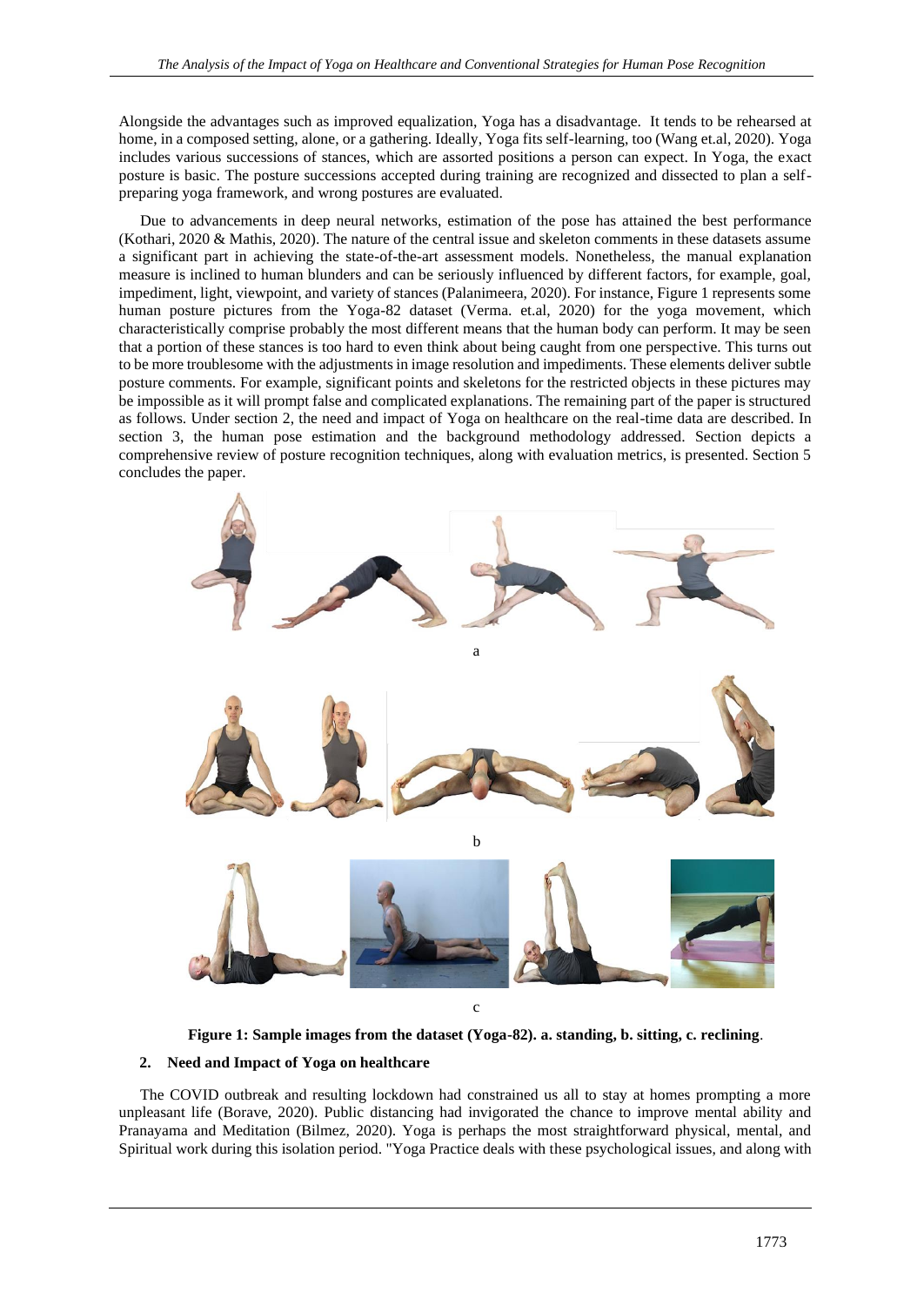Alongside the advantages such as improved equalization, Yoga has a disadvantage. It tends to be rehearsed at home, in a composed setting, alone, or a gathering. Ideally, Yoga fits self-learning, too (Wang et.al, 2020). Yoga includes various successions of stances, which are assorted positions a person can expect. In Yoga, the exact posture is basic. The posture successions accepted during training are recognized and dissected to plan a self-preparing yoga framework, and wrong postures are evaluated.

Due to advancements in deep neural networks, estimation of the pose has attained the best performance (Kothari, 2020 & Mathis, 2020). The nature of the central issue and skeleton comments in these datasets assume a significant part in achieving the state-of-the-art assessment models. Nonetheless, the manual explanation measure is inclined to human blunders and can be seriously influenced by different factors, for example, goal, impediment, light, viewpoint, and variety of stances (Palanimeera, 2020). For instance, Figure 1 represents some human posture pictures from the Yoga-82 dataset (Verma. et.al, 2020) for the yoga movement, which characteristically comprise probably the most different means that the human body can perform. It may be seen that a portion of these stances is too hard to even think about being caught from one perspective. This turns out to be more troublesome with the adjustments in image resolution and impediments. These elements deliver subtle posture comments. For example, significant points and skeletons for the restricted objects in these pictures may be impossible as it will prompt false and complicated explanations. The remaining part of the paper is structured as follows. Under section 2, the need and impact of Yoga on healthcare on the real-time data are described. In section 3, the human pose estimation and the background methodology addressed. Section depicts a comprehensive review of posture recognition techniques, along with evaluation metrics, is presented. Section 5 concludes the paper.

a

b

c

**Figure 1: Sample images from the dataset (Yoga-82). a. standing, b. sitting, c. reclining**.

## 2. Need and Impact of Yoga on healthcare

The COVID outbreak and resulting lockdown had constrained us all to stay at homes prompting a more unpleasant life (Borave, 2020). Public distancing had invigorated the chance to improve mental ability and Pranayama and Meditation (Bilmez, 2020). Yoga is perhaps the most straightforward physical, mental, and Spiritual work during this isolation period. "Yoga Practice deals with these psychological issues, and along with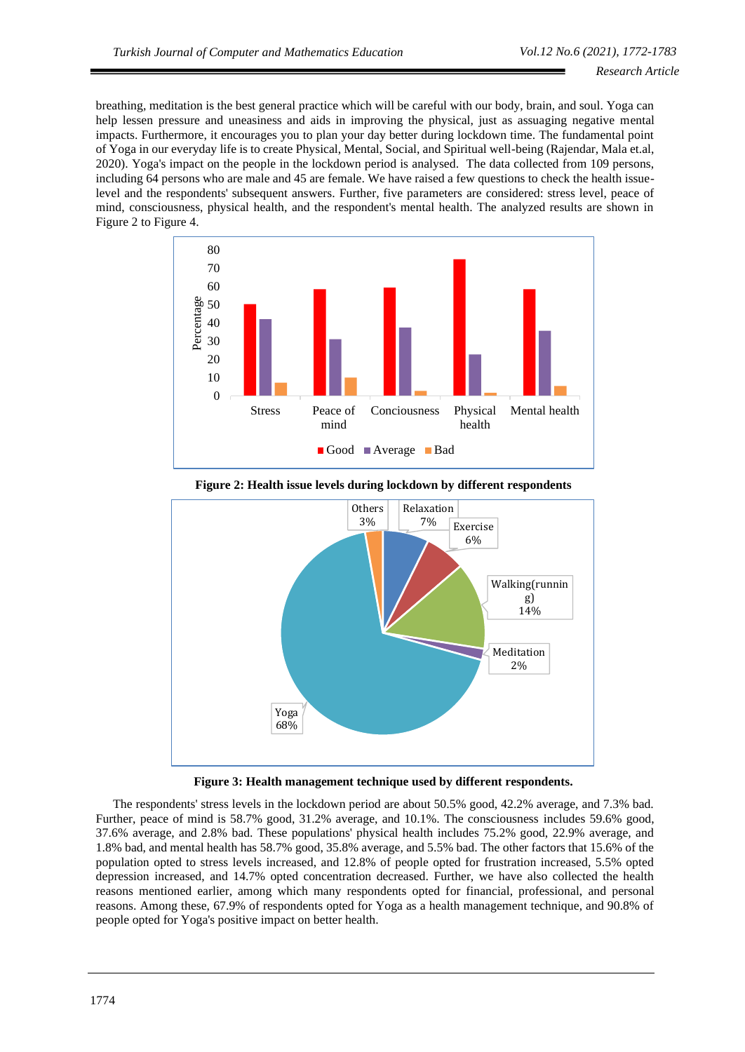breathing, meditation is the best general practice which will be careful with our body, brain, and soul. Yoga can help lessen pressure and uneasiness and aids in improving the physical, just as assuaging negative mental impacts. Furthermore, it encourages you to plan your day better during lockdown time. The fundamental point of Yoga in our everyday life is to create Physical, Mental, Social, and Spiritual well-being (Rajendar, Mala et.al, 2020). Yoga's impact on the people in the lockdown period is analysed. The data collected from 109 persons, including 64 persons who are male and 45 are female. We have raised a few questions to check the health issue-level and the respondents' subsequent answers. Further, five parameters are considered: stress level, peace of mind, consciousness, physical health, and the respondent's mental health. The analyzed results are shown in Figure 2 to Figure 4.

**Figure 2: Health issue levels during lockdown by different respondents**

**Figure 3: Health management technique used by different respondents.**

The respondents' stress levels in the lockdown period are about 50.5% good, 42.2% average, and 7.3% bad. Further, peace of mind is 58.7% good, 31.2% average, and 10.1%. The consciousness includes 59.6% good, 37.6% average, and 2.8% bad. These populations' physical health includes 75.2% good, 22.9% average, and 1.8% bad, and mental health has 58.7% good, 35.8% average, and 5.5% bad. The other factors that 15.6% of the population opted to stress levels increased, and 12.8% of people opted for frustration increased, 5.5% opted depression increased, and 14.7% opted concentration decreased. Further, we have also collected the health reasons mentioned earlier, among which many respondents opted for financial, professional, and personal reasons. Among these, 67.9% of respondents opted for Yoga as a health management technique, and 90.8% of people opted for Yoga's positive impact on better health.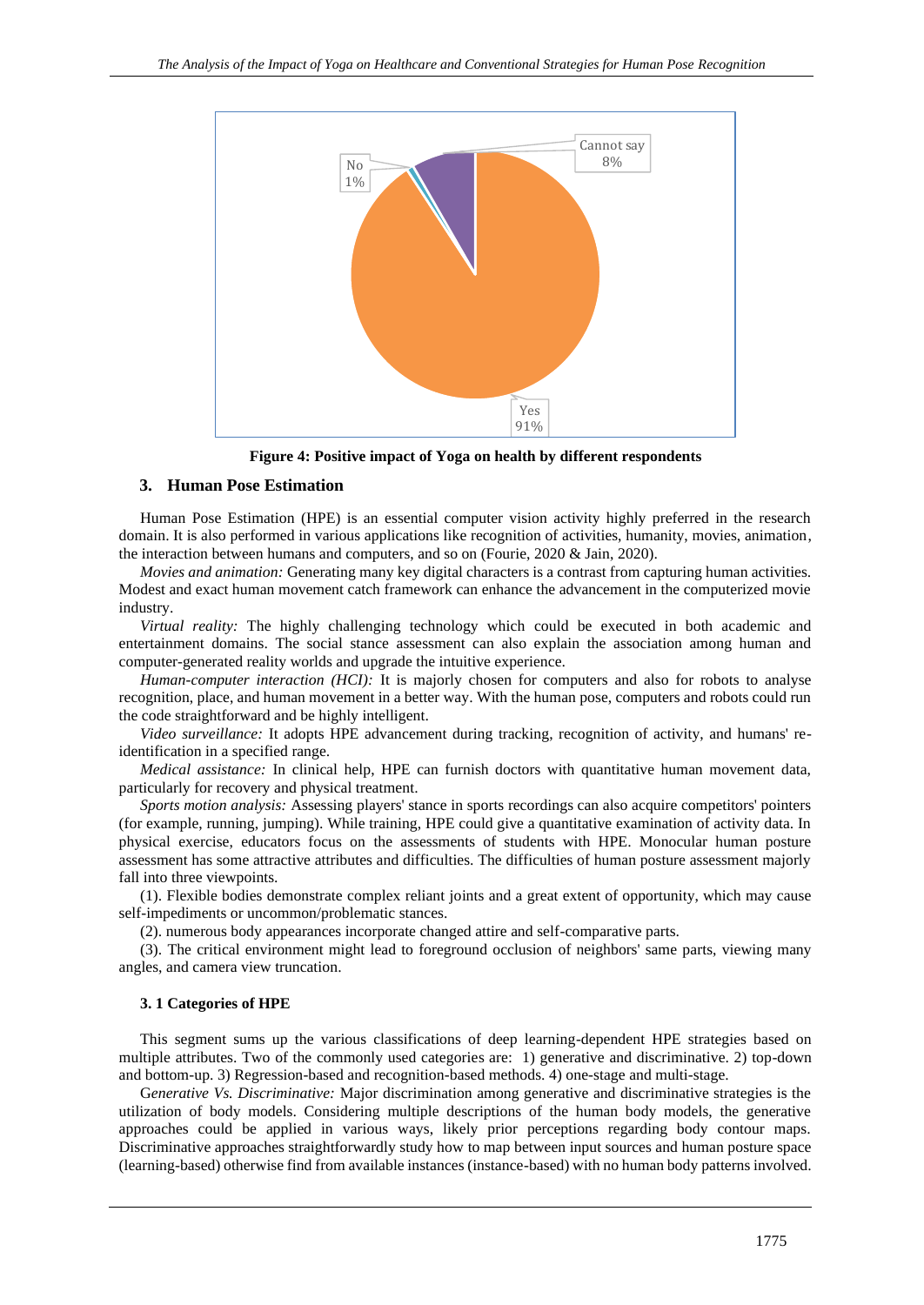Figure 4: Positive impact of Yoga on health by different respondents

## 3. Human Pose Estimation

Human Pose Estimation (HPE) is an essential computer vision activity highly preferred in the research domain. It is also performed in various applications like recognition of activities, humanity, movies, animation, the interaction between humans and computers, and so on (Fourie, 2020 & Jain, 2020).

*Movies and animation:* Generating many key digital characters is a contrast from capturing human activities. Modest and exact human movement catch framework can enhance the advancement in the computerized movie industry.

*Virtual reality:* The highly challenging technology which could be executed in both academic and entertainment domains. The social stance assessment can also explain the association among human and computer-generated reality worlds and upgrade the intuitive experience.

*Human-computer interaction (HCI):* It is majorly chosen for computers and also for robots to analyse recognition, place, and human movement in a better way. With the human pose, computers and robots could run the code straightforward and be highly intelligent.

*Video surveillance:* It adopts HPE advancement during tracking, recognition of activity, and humans' re-identification in a specified range.

*Medical assistance:* In clinical help, HPE can furnish doctors with quantitative human movement data, particularly for recovery and physical treatment.

*Sports motion analysis:* Assessing players' stance in sports recordings can also acquire competitors' pointers (for example, running, jumping). While training, HPE could give a quantitative examination of activity data. In physical exercise, educators focus on the assessments of students with HPE. Monocular human posture assessment has some attractive attributes and difficulties. The difficulties of human posture assessment majorly fall into three viewpoints.

(1). Flexible bodies demonstrate complex reliant joints and a great extent of opportunity, which may cause self-impediments or uncommon/problematic stances.

(2). numerous body appearances incorporate changed attire and self-comparative parts.

(3). The critical environment might lead to foreground occlusion of neighbors' same parts, viewing many angles, and camera view truncation.

### 3. 1 Categories of HPE

This segment sums up the various classifications of deep learning-dependent HPE strategies based on multiple attributes. Two of the commonly used categories are: 1) generative and discriminative. 2) top-down and bottom-up. 3) Regression-based and recognition-based methods. 4) one-stage and multi-stage.

*Generative Vs. Discriminative:* Major discrimination among generative and discriminative strategies is the utilization of body models. Considering multiple descriptions of the human body models, the generative approaches could be applied in various ways, likely prior perceptions regarding body contour maps. Discriminative approaches straightforwardly study how to map between input sources and human posture space (learning-based) otherwise find from available instances (instance-based) with no human body patterns involved.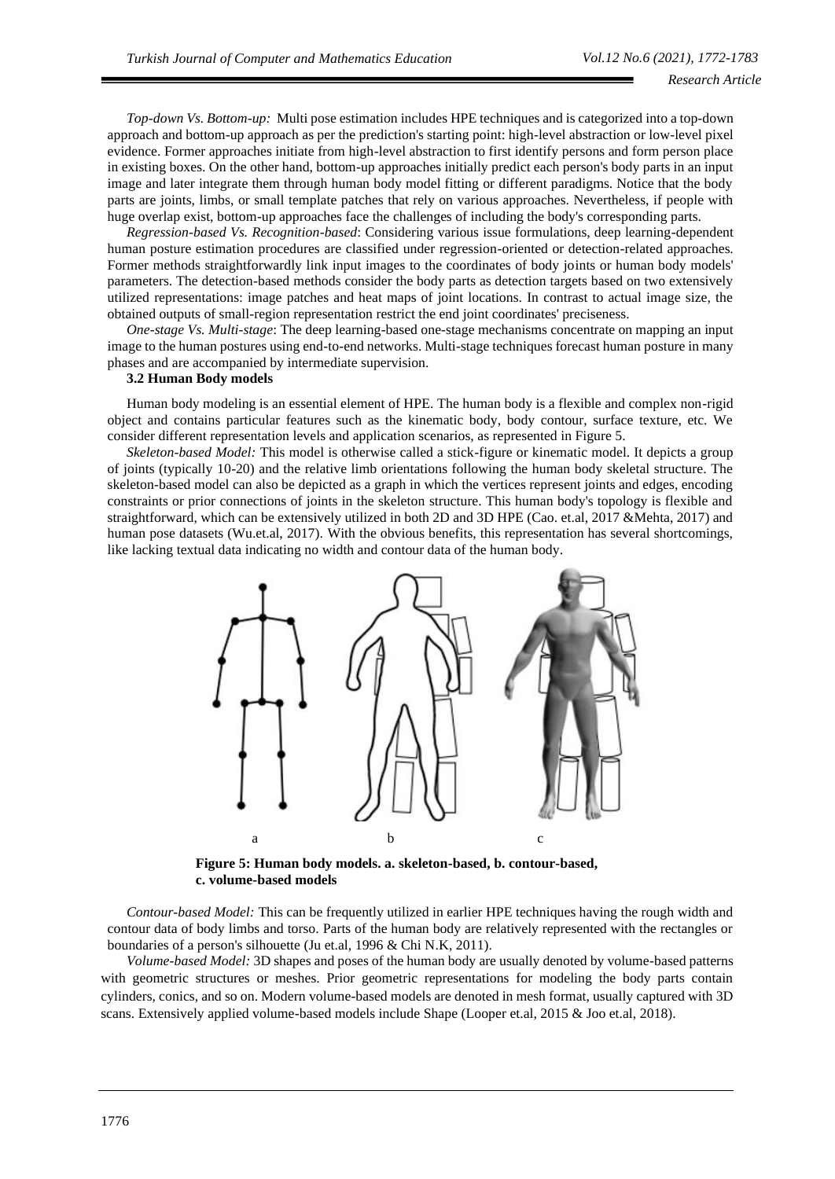*Top-down Vs. Bottom-up:* Multi pose estimation includes HPE techniques and is categorized into a top-down approach and bottom-up approach as per the prediction's starting point: high-level abstraction or low-level pixel evidence. Former approaches initiate from high-level abstraction to first identify persons and form person place in existing boxes. On the other hand, bottom-up approaches initially predict each person's body parts in an input image and later integrate them through human body model fitting or different paradigms. Notice that the body parts are joints, limbs, or small template patches that rely on various approaches. Nevertheless, if people with huge overlap exist, bottom-up approaches face the challenges of including the body's corresponding parts.

*Regression-based Vs. Recognition-based*: Considering various issue formulations, deep learning-dependent human posture estimation procedures are classified under regression-oriented or detection-related approaches. Former methods straightforwardly link input images to the coordinates of body joints or human body models' parameters. The detection-based methods consider the body parts as detection targets based on two extensively utilized representations: image patches and heat maps of joint locations. In contrast to actual image size, the obtained outputs of small-region representation restrict the end joint coordinates' preciseness.

*One-stage Vs. Multi-stage*: The deep learning-based one-stage mechanisms concentrate on mapping an input image to the human postures using end-to-end networks. Multi-stage techniques forecast human posture in many phases and are accompanied by intermediate supervision.

### 3.2 Human Body models

Human body modeling is an essential element of HPE. The human body is a flexible and complex non-rigid object and contains particular features such as the kinematic body, body contour, surface texture, etc. We consider different representation levels and application scenarios, as represented in Figure 5.

*Skeleton-based Model:* This model is otherwise called a stick-figure or kinematic model. It depicts a group of joints (typically 10-20) and the relative limb orientations following the human body skeletal structure. The skeleton-based model can also be depicted as a graph in which the vertices represent joints and edges, encoding constraints or prior connections of joints in the skeleton structure. This human body's topology is flexible and straightforward, which can be extensively utilized in both 2D and 3D HPE (Cao. et.al, 2017 &Mehta, 2017) and human pose datasets (Wu.et.al, 2017). With the obvious benefits, this representation has several shortcomings, like lacking textual data indicating no width and contour data of the human body.

a b c

**Figure 5: Human body models. a. skeleton-based, b. contour-based, c. volume-based models**

*Contour-based Model:* This can be frequently utilized in earlier HPE techniques having the rough width and contour data of body limbs and torso. Parts of the human body are relatively represented with the rectangles or boundaries of a person's silhouette (Ju et.al, 1996 & Chi N.K, 2011).

*Volume-based Model:* 3D shapes and poses of the human body are usually denoted by volume-based patterns with geometric structures or meshes. Prior geometric representations for modeling the body parts contain cylinders, conics, and so on. Modern volume-based models are denoted in mesh format, usually captured with 3D scans. Extensively applied volume-based models include Shape (Looper et.al, 2015 & Joo et.al, 2018).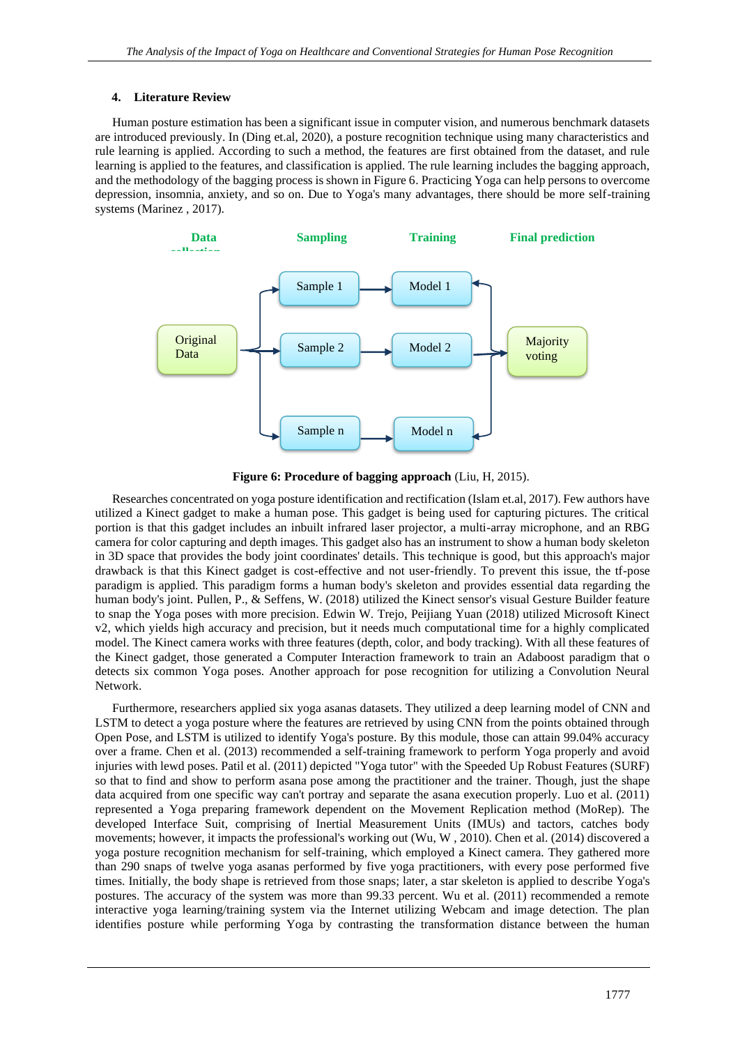#### 4. Literature Review

Human posture estimation has been a significant issue in computer vision, and numerous benchmark datasets are introduced previously. In (Ding et.al, 2020), a posture recognition technique using many characteristics and rule learning is applied. According to such a method, the features are first obtained from the dataset, and rule learning is applied to the features, and classification is applied. The rule learning includes the bagging approach, and the methodology of the bagging process is shown in Figure 6. Practicing Yoga can help persons to overcome depression, insomnia, anxiety, and so on. Due to Yoga's many advantages, there should be more self-training systems (Marinez , 2017).

**Figure 6: Procedure of bagging approach** (Liu, H, 2015).

Researches concentrated on yoga posture identification and rectification (Islam et.al, 2017). Few authors have utilized a Kinect gadget to make a human pose. This gadget is being used for capturing pictures. The critical portion is that this gadget includes an inbuilt infrared laser projector, a multi-array microphone, and an RBG camera for color capturing and depth images. This gadget also has an instrument to show a human body skeleton in 3D space that provides the body joint coordinates' details. This technique is good, but this approach's major drawback is that this Kinect gadget is cost-effective and not user-friendly. To prevent this issue, the tf-pose paradigm is applied. This paradigm forms a human body's skeleton and provides essential data regarding the human body's joint. Pullen, P., & Seffens, W. (2018) utilized the Kinect sensor's visual Gesture Builder feature to snap the Yoga poses with more precision. Edwin W. Trejo, Peijiang Yuan (2018) utilized Microsoft Kinect v2, which yields high accuracy and precision, but it needs much computational time for a highly complicated model. The Kinect camera works with three features (depth, color, and body tracking). With all these features of the Kinect gadget, those generated a Computer Interaction framework to train an Adaboost paradigm that o detects six common Yoga poses. Another approach for pose recognition for utilizing a Convolution Neural Network.

Furthermore, researchers applied six yoga asanas datasets. They utilized a deep learning model of CNN and LSTM to detect a yoga posture where the features are retrieved by using CNN from the points obtained through Open Pose, and LSTM is utilized to identify Yoga's posture. By this module, those can attain 99.04% accuracy over a frame. Chen et al. (2013) recommended a self-training framework to perform Yoga properly and avoid injuries with lewd poses. Patil et al. (2011) depicted "Yoga tutor" with the Speeded Up Robust Features (SURF) so that to find and show to perform asana pose among the practitioner and the trainer. Though, just the shape data acquired from one specific way can't portray and separate the asana execution properly. Luo et al. (2011) represented a Yoga preparing framework dependent on the Movement Replication method (MoRep). The developed Interface Suit, comprising of Inertial Measurement Units (IMUs) and tactors, catches body movements; however, it impacts the professional's working out (Wu, W , 2010). Chen et al. (2014) discovered a yoga posture recognition mechanism for self-training, which employed a Kinect camera. They gathered more than 290 snaps of twelve yoga asanas performed by five yoga practitioners, with every pose performed five times. Initially, the body shape is retrieved from those snaps; later, a star skeleton is applied to describe Yoga's postures. The accuracy of the system was more than 99.33 percent. Wu et al. (2011) recommended a remote interactive yoga learning/training system via the Internet utilizing Webcam and image detection. The plan identifies posture while performing Yoga by contrasting the transformation distance between the human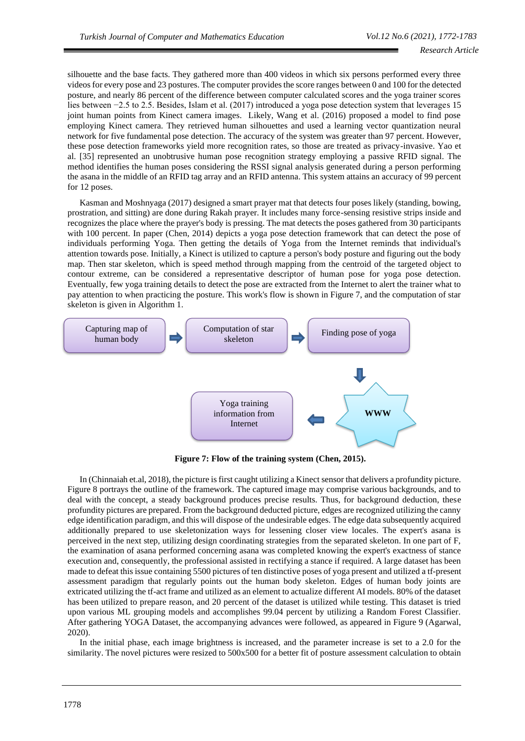silhouette and the base facts. They gathered more than 400 videos in which six persons performed every three videos for every pose and 23 postures. The computer provides the score ranges between 0 and 100 for the detected posture, and nearly 86 percent of the difference between computer calculated scores and the yoga trainer scores lies between −2.5 to 2.5. Besides, Islam et al. (2017) introduced a yoga pose detection system that leverages 15 joint human points from Kinect camera images. Likely, Wang et al. (2016) proposed a model to find pose employing Kinect camera. They retrieved human silhouettes and used a learning vector quantization neural network for five fundamental pose detection. The accuracy of the system was greater than 97 percent. However, these pose detection frameworks yield more recognition rates, so those are treated as privacy-invasive. Yao et al. [35] represented an unobtrusive human pose recognition strategy employing a passive RFID signal. The method identifies the human poses considering the RSSI signal analysis generated during a person performing the asana in the middle of an RFID tag array and an RFID antenna. This system attains an accuracy of 99 percent for 12 poses.

Kasman and Moshnyaga (2017) designed a smart prayer mat that detects four poses likely (standing, bowing, prostration, and sitting) are done during Rakah prayer. It includes many force-sensing resistive strips inside and recognizes the place where the prayer's body is pressing. The mat detects the poses gathered from 30 participants with 100 percent. In paper (Chen, 2014) depicts a yoga pose detection framework that can detect the pose of individuals performing Yoga. Then getting the details of Yoga from the Internet reminds that individual's attention towards pose. Initially, a Kinect is utilized to capture a person's body posture and figuring out the body map. Then star skeleton, which is speed method through mapping from the centroid of the targeted object to contour extreme, can be considered a representative descriptor of human pose for yoga pose detection. Eventually, few yoga training details to detect the pose are extracted from the Internet to alert the trainer what to pay attention to when practicing the posture. This work's flow is shown in Figure 7, and the computation of star skeleton is given in Algorithm 1.

Capturing map of human body → Computation of star skeleton → Finding pose of yoga → WWW → Yoga training information from Internet

**Figure 7: Flow of the training system (Chen, 2015).**

In (Chinnaiah et.al, 2018), the picture is first caught utilizing a Kinect sensor that delivers a profundity picture. Figure 8 portrays the outline of the framework. The captured image may comprise various backgrounds, and to deal with the concept, a steady background produces precise results. Thus, for background deduction, these profundity pictures are prepared. From the background deducted picture, edges are recognized utilizing the canny edge identification paradigm, and this will dispose of the undesirable edges. The edge data subsequently acquired additionally prepared to use skeletonization ways for lessening closer view locales. The expert's asana is perceived in the next step, utilizing design coordinating strategies from the separated skeleton. In one part of F, the examination of asana performed concerning asana was completed knowing the expert's exactness of stance execution and, consequently, the professional assisted in rectifying a stance if required. A large dataset has been made to defeat this issue containing 5500 pictures of ten distinctive poses of yoga present and utilized a tf-present assessment paradigm that regularly points out the human body skeleton. Edges of human body joints are extricated utilizing the tf-act frame and utilized as an element to actualize different AI models. 80% of the dataset has been utilized to prepare reason, and 20 percent of the dataset is utilized while testing. This dataset is tried upon various ML grouping models and accomplishes 99.04 percent by utilizing a Random Forest Classifier. After gathering YOGA Dataset, the accompanying advances were followed, as appeared in Figure 9 (Agarwal, 2020).

In the initial phase, each image brightness is increased, and the parameter increase is set to a 2.0 for the similarity. The novel pictures were resized to 500x500 for a better fit of posture assessment calculation to obtain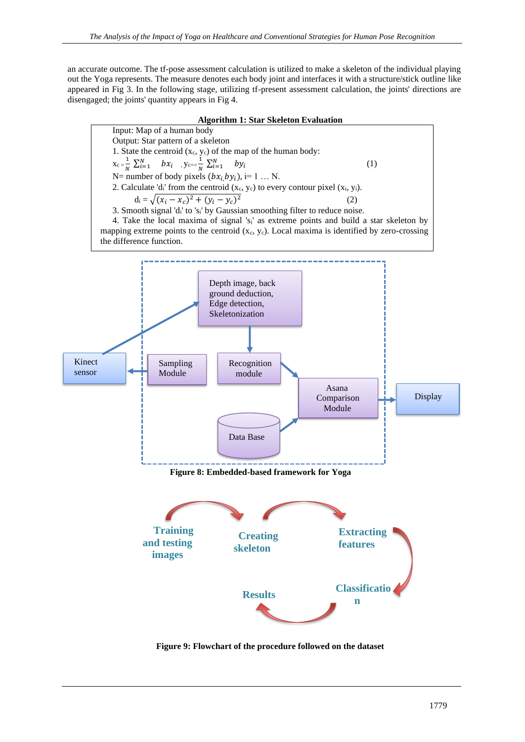an accurate outcome. The tf-pose assessment calculation is utilized to make a skeleton of the individual playing out the Yoga represents. The measure denotes each body joint and interfaces it with a structure/stick outline like appeared in Fig 3. In the following stage, utilizing tf-present assessment calculation, the joints' directions are disengaged; the joints' quantity appears in Fig 4.

**Algorithm 1: Star Skeleton Evaluation**

Input: Map of a human body

Output: Star pattern of a skeleton

1. State the centroid ($x_c$, $y_c$) of the map of the human body:

$$x_c = \frac{1}{N}\sum_{i=1}^{N} bx_i \quad , y_c = \frac{1}{N}\sum_{i=1}^{N} by_i \tag{1}$$

N= number of body pixels $(bx_i, by_i)$, i= 1 … N.

2. Calculate '$d_i$' from the centroid ($x_c$, $y_c$) to every contour pixel ($x_i$, $y_i$).

$$d_i = \sqrt{(x_i - x_c)^2 + (y_i - y_c)^2} \tag{2}$$

3. Smooth signal '$d_i$' to '$s_i$' by Gaussian smoothing filter to reduce noise.

4. Take the local maxima of signal '$s_i$' as extreme points and build a star skeleton by mapping extreme points to the centroid ($x_c$, $y_c$). Local maxima is identified by zero-crossing the difference function.

**Figure 8: Embedded-based framework for Yoga**

**Figure 9: Flowchart of the procedure followed on the dataset**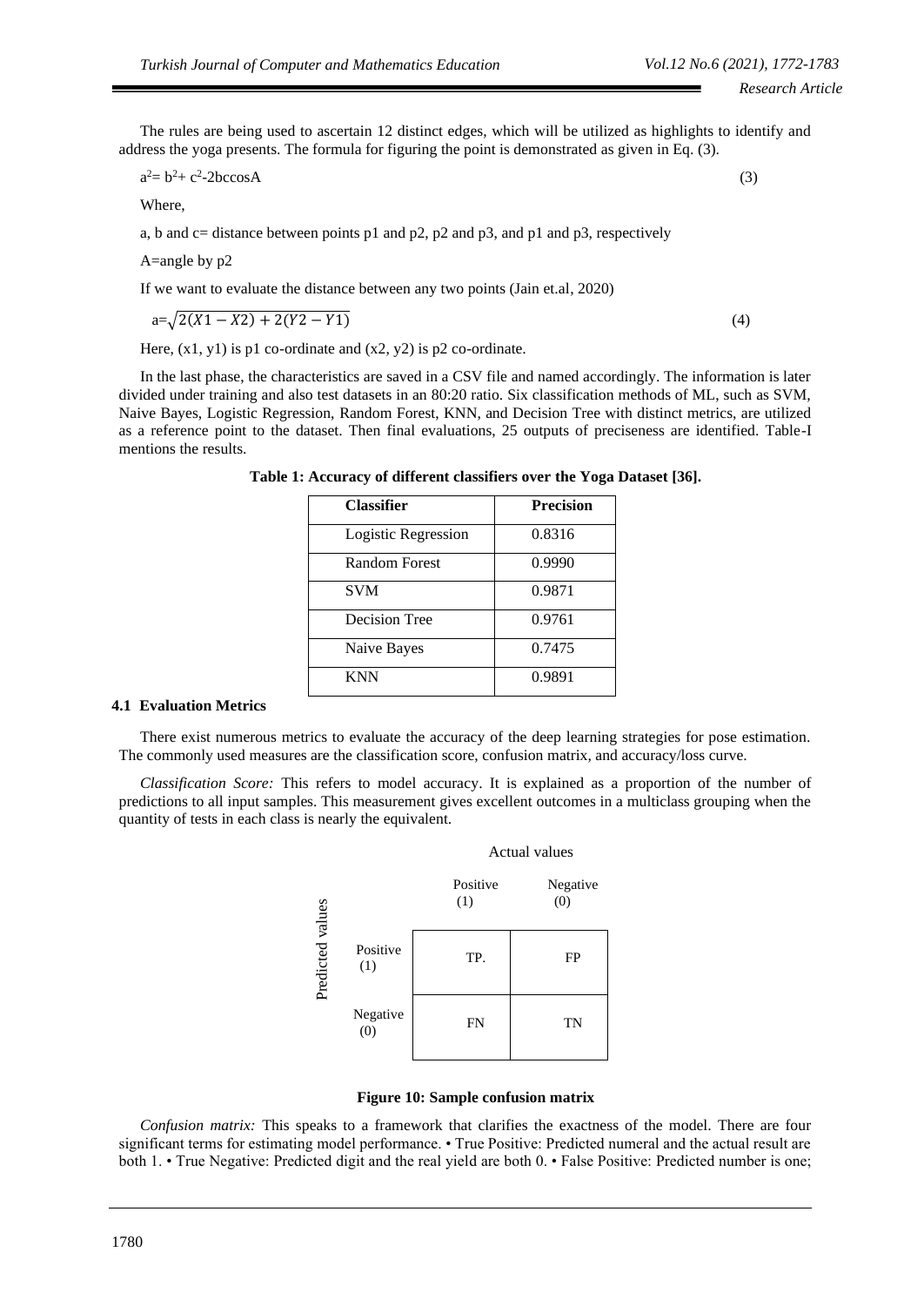The rules are being used to ascertain 12 distinct edges, which will be utilized as highlights to identify and address the yoga presents. The formula for figuring the point is demonstrated as given in Eq. (3).

$$a^2= b^2+ c^2-2bc\cos A \quad (3)$$

Where,

a, b and c= distance between points p1 and p2, p2 and p3, and p1 and p3, respectively

A=angle by p2

If we want to evaluate the distance between any two points (Jain et.al, 2020)

$$a=\sqrt{2(X1-X2)+2(Y2-Y1)} \quad (4)$$

Here, (x1, y1) is p1 co-ordinate and (x2, y2) is p2 co-ordinate.

In the last phase, the characteristics are saved in a CSV file and named accordingly. The information is later divided under training and also test datasets in an 80:20 ratio. Six classification methods of ML, such as SVM, Naive Bayes, Logistic Regression, Random Forest, KNN, and Decision Tree with distinct metrics, are utilized as a reference point to the dataset. Then final evaluations, 25 outputs of preciseness are identified. Table-I mentions the results.

**Table 1: Accuracy of different classifiers over the Yoga Dataset [36].**

| Classifier | Precision |
|---|---|
| Logistic Regression | 0.8316 |
| Random Forest | 0.9990 |
| SVM | 0.9871 |
| Decision Tree | 0.9761 |
| Naive Bayes | 0.7475 |
| KNN | 0.9891 |

### 4.1 Evaluation Metrics

There exist numerous metrics to evaluate the accuracy of the deep learning strategies for pose estimation. The commonly used measures are the classification score, confusion matrix, and accuracy/loss curve.

*Classification Score:* This refers to model accuracy. It is explained as a proportion of the number of predictions to all input samples. This measurement gives excellent outcomes in a multiclass grouping when the quantity of tests in each class is nearly the equivalent.

| Predicted values \ Actual values | Positive (1) | Negative (0) |
|---|---|---|
| Positive (1) | TP. | FP |
| Negative (0) | FN | TN |

**Figure 10: Sample confusion matrix**

*Confusion matrix:* This speaks to a framework that clarifies the exactness of the model. There are four significant terms for estimating model performance. • True Positive: Predicted numeral and the actual result are both 1. • True Negative: Predicted digit and the real yield are both 0. • False Positive: Predicted number is one;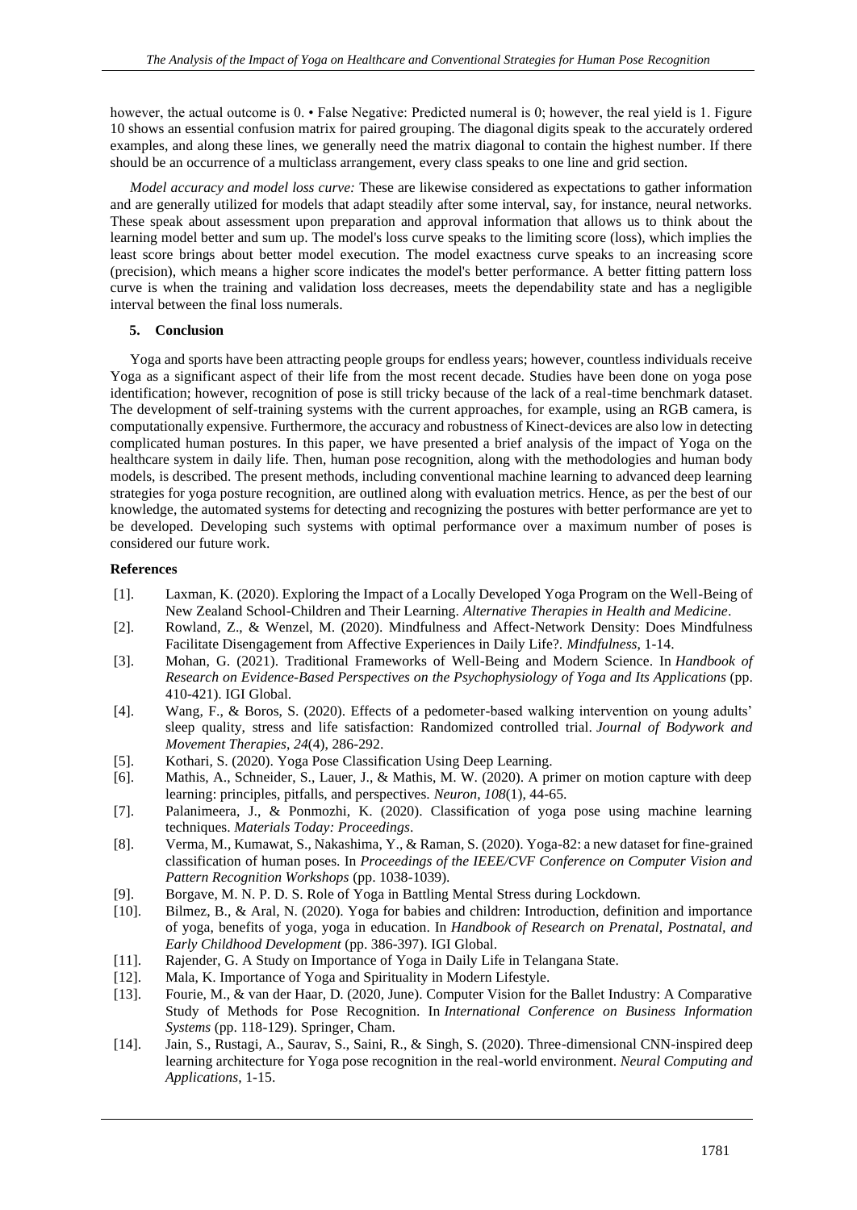however, the actual outcome is 0. • False Negative: Predicted numeral is 0; however, the real yield is 1. Figure 10 shows an essential confusion matrix for paired grouping. The diagonal digits speak to the accurately ordered examples, and along these lines, we generally need the matrix diagonal to contain the highest number. If there should be an occurrence of a multiclass arrangement, every class speaks to one line and grid section.

*Model accuracy and model loss curve:* These are likewise considered as expectations to gather information and are generally utilized for models that adapt steadily after some interval, say, for instance, neural networks. These speak about assessment upon preparation and approval information that allows us to think about the learning model better and sum up. The model's loss curve speaks to the limiting score (loss), which implies the least score brings about better model execution. The model exactness curve speaks to an increasing score (precision), which means a higher score indicates the model's better performance. A better fitting pattern loss curve is when the training and validation loss decreases, meets the dependability state and has a negligible interval between the final loss numerals.

## 5. Conclusion

Yoga and sports have been attracting people groups for endless years; however, countless individuals receive Yoga as a significant aspect of their life from the most recent decade. Studies have been done on yoga pose identification; however, recognition of pose is still tricky because of the lack of a real-time benchmark dataset. The development of self-training systems with the current approaches, for example, using an RGB camera, is computationally expensive. Furthermore, the accuracy and robustness of Kinect-devices are also low in detecting complicated human postures. In this paper, we have presented a brief analysis of the impact of Yoga on the healthcare system in daily life. Then, human pose recognition, along with the methodologies and human body models, is described. The present methods, including conventional machine learning to advanced deep learning strategies for yoga posture recognition, are outlined along with evaluation metrics. Hence, as per the best of our knowledge, the automated systems for detecting and recognizing the postures with better performance are yet to be developed. Developing such systems with optimal performance over a maximum number of poses is considered our future work.

## References

[1]. Laxman, K. (2020). Exploring the Impact of a Locally Developed Yoga Program on the Well-Being of New Zealand School-Children and Their Learning. *Alternative Therapies in Health and Medicine*.

[2]. Rowland, Z., & Wenzel, M. (2020). Mindfulness and Affect-Network Density: Does Mindfulness Facilitate Disengagement from Affective Experiences in Daily Life?. *Mindfulness*, 1-14.

[3]. Mohan, G. (2021). Traditional Frameworks of Well-Being and Modern Science. In *Handbook of Research on Evidence-Based Perspectives on the Psychophysiology of Yoga and Its Applications* (pp. 410-421). IGI Global.

[4]. Wang, F., & Boros, S. (2020). Effects of a pedometer-based walking intervention on young adults' sleep quality, stress and life satisfaction: Randomized controlled trial. *Journal of Bodywork and Movement Therapies*, *24*(4), 286-292.

[5]. Kothari, S. (2020). Yoga Pose Classification Using Deep Learning.

[6]. Mathis, A., Schneider, S., Lauer, J., & Mathis, M. W. (2020). A primer on motion capture with deep learning: principles, pitfalls, and perspectives. *Neuron*, *108*(1), 44-65.

[7]. Palanimeera, J., & Ponmozhi, K. (2020). Classification of yoga pose using machine learning techniques. *Materials Today: Proceedings*.

[8]. Verma, M., Kumawat, S., Nakashima, Y., & Raman, S. (2020). Yoga-82: a new dataset for fine-grained classification of human poses. In *Proceedings of the IEEE/CVF Conference on Computer Vision and Pattern Recognition Workshops* (pp. 1038-1039).

[9]. Borgave, M. N. P. D. S. Role of Yoga in Battling Mental Stress during Lockdown.

[10]. Bilmez, B., & Aral, N. (2020). Yoga for babies and children: Introduction, definition and importance of yoga, benefits of yoga, yoga in education. In *Handbook of Research on Prenatal, Postnatal, and Early Childhood Development* (pp. 386-397). IGI Global.

[11]. Rajender, G. A Study on Importance of Yoga in Daily Life in Telangana State.

[12]. Mala, K. Importance of Yoga and Spirituality in Modern Lifestyle.

[13]. Fourie, M., & van der Haar, D. (2020, June). Computer Vision for the Ballet Industry: A Comparative Study of Methods for Pose Recognition. In *International Conference on Business Information Systems* (pp. 118-129). Springer, Cham.

[14]. Jain, S., Rustagi, A., Saurav, S., Saini, R., & Singh, S. (2020). Three-dimensional CNN-inspired deep learning architecture for Yoga pose recognition in the real-world environment. *Neural Computing and Applications*, 1-15.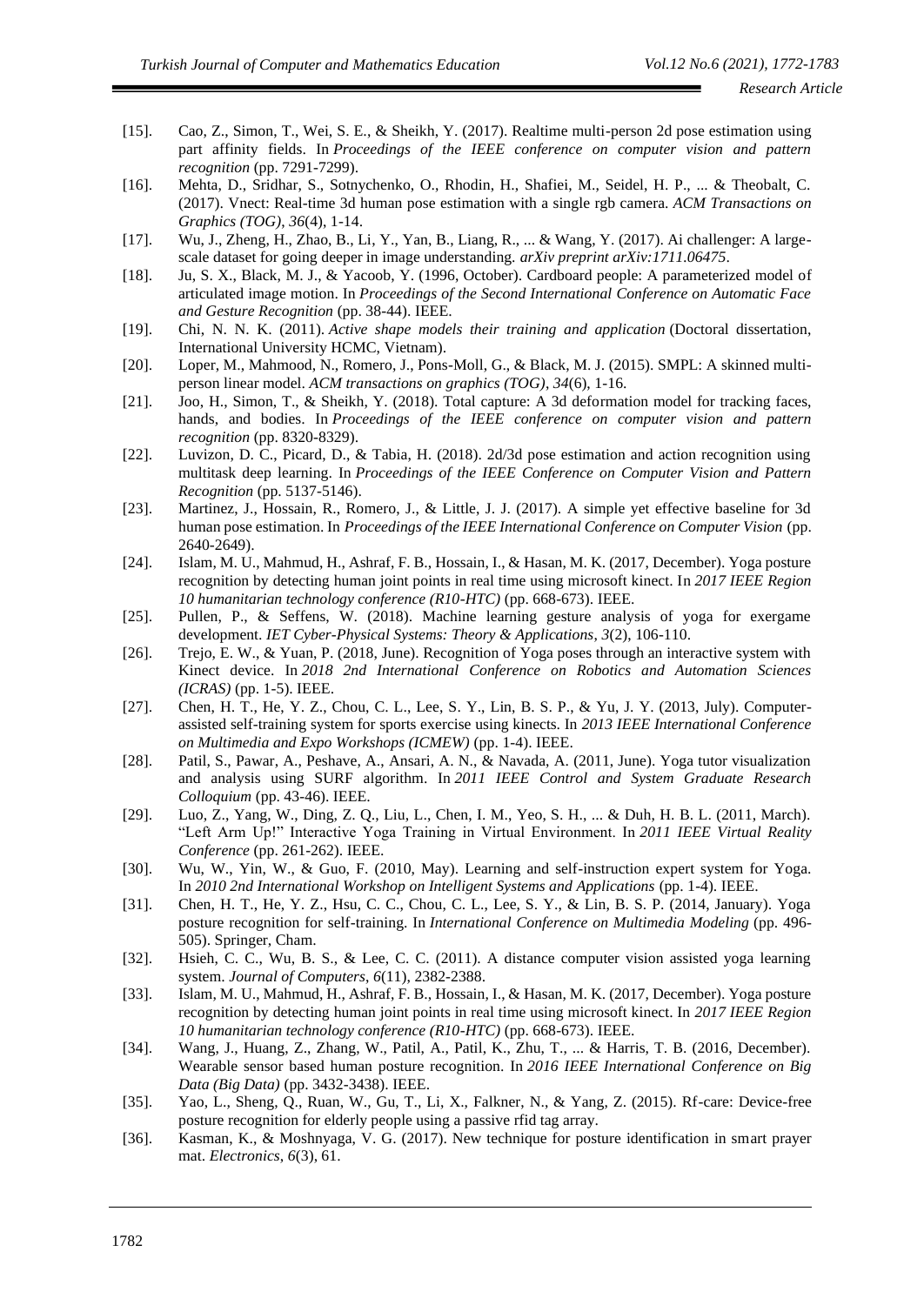[15]. Cao, Z., Simon, T., Wei, S. E., & Sheikh, Y. (2017). Realtime multi-person 2d pose estimation using part affinity fields. In *Proceedings of the IEEE conference on computer vision and pattern recognition* (pp. 7291-7299).

[16]. Mehta, D., Sridhar, S., Sotnychenko, O., Rhodin, H., Shafiei, M., Seidel, H. P., ... & Theobalt, C. (2017). Vnect: Real-time 3d human pose estimation with a single rgb camera. *ACM Transactions on Graphics (TOG)*, *36*(4), 1-14.

[17]. Wu, J., Zheng, H., Zhao, B., Li, Y., Yan, B., Liang, R., ... & Wang, Y. (2017). Ai challenger: A large-scale dataset for going deeper in image understanding. *arXiv preprint arXiv:1711.06475*.

[18]. Ju, S. X., Black, M. J., & Yacoob, Y. (1996, October). Cardboard people: A parameterized model of articulated image motion. In *Proceedings of the Second International Conference on Automatic Face and Gesture Recognition* (pp. 38-44). IEEE.

[19]. Chi, N. N. K. (2011). *Active shape models their training and application* (Doctoral dissertation, International University HCMC, Vietnam).

[20]. Loper, M., Mahmood, N., Romero, J., Pons-Moll, G., & Black, M. J. (2015). SMPL: A skinned multi-person linear model. *ACM transactions on graphics (TOG)*, *34*(6), 1-16.

[21]. Joo, H., Simon, T., & Sheikh, Y. (2018). Total capture: A 3d deformation model for tracking faces, hands, and bodies. In *Proceedings of the IEEE conference on computer vision and pattern recognition* (pp. 8320-8329).

[22]. Luvizon, D. C., Picard, D., & Tabia, H. (2018). 2d/3d pose estimation and action recognition using multitask deep learning. In *Proceedings of the IEEE Conference on Computer Vision and Pattern Recognition* (pp. 5137-5146).

[23]. Martinez, J., Hossain, R., Romero, J., & Little, J. J. (2017). A simple yet effective baseline for 3d human pose estimation. In *Proceedings of the IEEE International Conference on Computer Vision* (pp. 2640-2649).

[24]. Islam, M. U., Mahmud, H., Ashraf, F. B., Hossain, I., & Hasan, M. K. (2017, December). Yoga posture recognition by detecting human joint points in real time using microsoft kinect. In *2017 IEEE Region 10 humanitarian technology conference (R10-HTC)* (pp. 668-673). IEEE.

[25]. Pullen, P., & Seffens, W. (2018). Machine learning gesture analysis of yoga for exergame development. *IET Cyber-Physical Systems: Theory & Applications*, *3*(2), 106-110.

[26]. Trejo, E. W., & Yuan, P. (2018, June). Recognition of Yoga poses through an interactive system with Kinect device. In *2018 2nd International Conference on Robotics and Automation Sciences (ICRAS)* (pp. 1-5). IEEE.

[27]. Chen, H. T., He, Y. Z., Chou, C. L., Lee, S. Y., Lin, B. S. P., & Yu, J. Y. (2013, July). Computer-assisted self-training system for sports exercise using kinects. In *2013 IEEE International Conference on Multimedia and Expo Workshops (ICMEW)* (pp. 1-4). IEEE.

[28]. Patil, S., Pawar, A., Peshave, A., Ansari, A. N., & Navada, A. (2011, June). Yoga tutor visualization and analysis using SURF algorithm. In *2011 IEEE Control and System Graduate Research Colloquium* (pp. 43-46). IEEE.

[29]. Luo, Z., Yang, W., Ding, Z. Q., Liu, L., Chen, I. M., Yeo, S. H., ... & Duh, H. B. L. (2011, March). "Left Arm Up!" Interactive Yoga Training in Virtual Environment. In *2011 IEEE Virtual Reality Conference* (pp. 261-262). IEEE.

[30]. Wu, W., Yin, W., & Guo, F. (2010, May). Learning and self-instruction expert system for Yoga. In *2010 2nd International Workshop on Intelligent Systems and Applications* (pp. 1-4). IEEE.

[31]. Chen, H. T., He, Y. Z., Hsu, C. C., Chou, C. L., Lee, S. Y., & Lin, B. S. P. (2014, January). Yoga posture recognition for self-training. In *International Conference on Multimedia Modeling* (pp. 496-505). Springer, Cham.

[32]. Hsieh, C. C., Wu, B. S., & Lee, C. C. (2011). A distance computer vision assisted yoga learning system. *Journal of Computers*, *6*(11), 2382-2388.

[33]. Islam, M. U., Mahmud, H., Ashraf, F. B., Hossain, I., & Hasan, M. K. (2017, December). Yoga posture recognition by detecting human joint points in real time using microsoft kinect. In *2017 IEEE Region 10 humanitarian technology conference (R10-HTC)* (pp. 668-673). IEEE.

[34]. Wang, J., Huang, Z., Zhang, W., Patil, A., Patil, K., Zhu, T., ... & Harris, T. B. (2016, December). Wearable sensor based human posture recognition. In *2016 IEEE International Conference on Big Data (Big Data)* (pp. 3432-3438). IEEE.

[35]. Yao, L., Sheng, Q., Ruan, W., Gu, T., Li, X., Falkner, N., & Yang, Z. (2015). Rf-care: Device-free posture recognition for elderly people using a passive rfid tag array.

[36]. Kasman, K., & Moshnyaga, V. G. (2017). New technique for posture identification in smart prayer mat. *Electronics*, *6*(3), 61.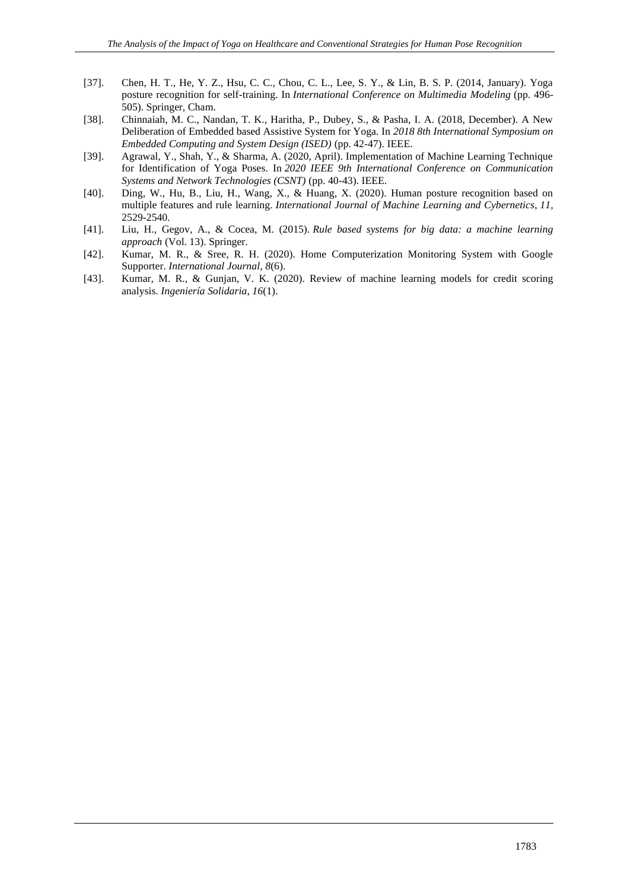[37]. Chen, H. T., He, Y. Z., Hsu, C. C., Chou, C. L., Lee, S. Y., & Lin, B. S. P. (2014, January). Yoga posture recognition for self-training. In *International Conference on Multimedia Modeling* (pp. 496-505). Springer, Cham.

[38]. Chinnaiah, M. C., Nandan, T. K., Haritha, P., Dubey, S., & Pasha, I. A. (2018, December). A New Deliberation of Embedded based Assistive System for Yoga. In *2018 8th International Symposium on Embedded Computing and System Design (ISED)* (pp. 42-47). IEEE.

[39]. Agrawal, Y., Shah, Y., & Sharma, A. (2020, April). Implementation of Machine Learning Technique for Identification of Yoga Poses. In *2020 IEEE 9th International Conference on Communication Systems and Network Technologies (CSNT)* (pp. 40-43). IEEE.

[40]. Ding, W., Hu, B., Liu, H., Wang, X., & Huang, X. (2020). Human posture recognition based on multiple features and rule learning. *International Journal of Machine Learning and Cybernetics*, *11*, 2529-2540.

[41]. Liu, H., Gegov, A., & Cocea, M. (2015). *Rule based systems for big data: a machine learning approach* (Vol. 13). Springer.

[42]. Kumar, M. R., & Sree, R. H. (2020). Home Computerization Monitoring System with Google Supporter. *International Journal*, *8*(6).

[43]. Kumar, M. R., & Gunjan, V. K. (2020). Review of machine learning models for credit scoring analysis. *Ingeniería Solidaria*, *16*(1).